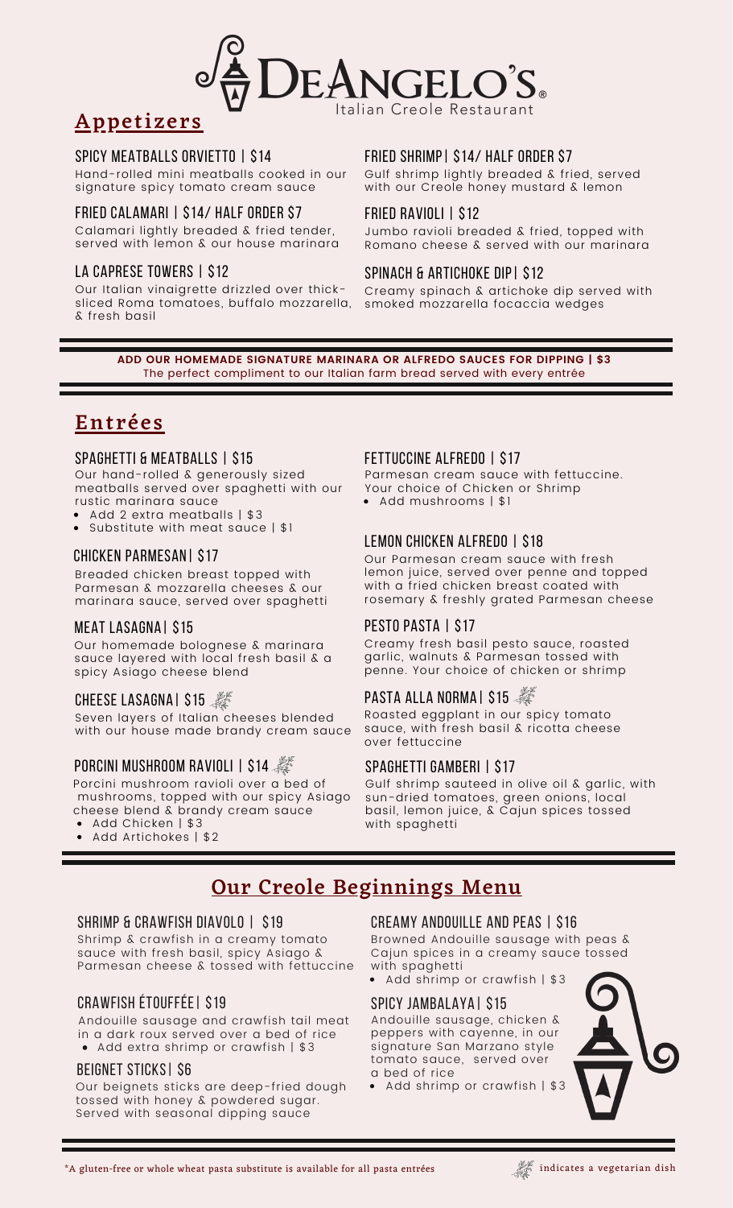# DeAngelo's®

Italian Creole Restaurant

## Appetizers

### SPICY MEATBALLS ORVIETTO | $14

Hand-rolled mini meatballs cooked in our signature spicy tomato cream sauce

### FRIED CALAMARI | $14/ HALF ORDER $7

Calamari lightly breaded & fried tender, served with lemon & our house marinara

### LA CAPRESE TOWERS | $12

Our Italian vinaigrette drizzled over thick-sliced Roma tomatoes, buffalo mozzarella, & fresh basil

### FRIED SHRIMP| $14/ HALF ORDER $7

Gulf shrimp lightly breaded & fried, served with our Creole honey mustard & lemon

### FRIED RAVIOLI | $12

Jumbo ravioli breaded & fried, topped with Romano cheese & served with our marinara

### SPINACH & ARTICHOKE DIP| $12

Creamy spinach & artichoke dip served with smoked mozzarella focaccia wedges

**ADD OUR HOMEMADE SIGNATURE MARINARA OR ALFREDO SAUCES FOR DIPPING | $3**

The perfect compliment to our Italian farm bread served with every entrée

## Entrées

### SPAGHETTI & MEATBALLS | $15

Our hand-rolled & generously sized meatballs served over spaghetti with our rustic marinara sauce

- Add 2 extra meatballs | $3
- Substitute with meat sauce | $1

### CHICKEN PARMESAN| $17

Breaded chicken breast topped with Parmesan & mozzarella cheeses & our marinara sauce, served over spaghetti

### MEAT LASAGNA| $15

Our homemade bolognese & marinara sauce layered with local fresh basil & a spicy Asiago cheese blend

### CHEESE LASAGNA| $15 (vegetarian)

Seven layers of Italian cheeses blended with our house made brandy cream sauce

### PORCINI MUSHROOM RAVIOLI | $14 (vegetarian)

Porcini mushroom ravioli over a bed of mushrooms, topped with our spicy Asiago cheese blend & brandy cream sauce

- Add Chicken | $3
- Add Artichokes | $2

### FETTUCCINE ALFREDO | $17

Parmesan cream sauce with fettuccine. Your choice of Chicken or Shrimp

- Add mushrooms | $1

### LEMON CHICKEN ALFREDO | $18

Our Parmesan cream sauce with fresh lemon juice, served over penne and topped with a fried chicken breast coated with rosemary & freshly grated Parmesan cheese

### PESTO PASTA | $17

Creamy fresh basil pesto sauce, roasted garlic, walnuts & Parmesan tossed with penne. Your choice of chicken or shrimp

### PASTA ALLA NORMA| $15 (vegetarian)

Roasted eggplant in our spicy tomato sauce, with fresh basil & ricotta cheese over fettuccine

### SPAGHETTI GAMBERI | $17

Gulf shrimp sauteed in olive oil & garlic, with sun-dried tomatoes, green onions, local basil, lemon juice, & Cajun spices tossed with spaghetti

## Our Creole Beginnings Menu

### SHRIMP & CRAWFISH DIAVOLO | $19

Shrimp & crawfish in a creamy tomato sauce with fresh basil, spicy Asiago & Parmesan cheese & tossed with fettuccine

### CRAWFISH ÉTOUFFÉE| $19

Andouille sausage and crawfish tail meat in a dark roux served over a bed of rice

- Add extra shrimp or crawfish | $3

### BEIGNET STICKS| $6

Our beignets sticks are deep-fried dough tossed with honey & powdered sugar. Served with seasonal dipping sauce

### CREAMY ANDOUILLE AND PEAS | $16

Browned Andouille sausage with peas & Cajun spices in a creamy sauce tossed with spaghetti

- Add shrimp or crawfish | $3

### SPICY JAMBALAYA| $15

Andouille sausage, chicken & peppers with cayenne, in our signature San Marzano style tomato sauce, served over a bed of rice

- Add shrimp or crawfish | $3

*A gluten-free or whole wheat pasta substitute is available for all pasta entrées

(leaf symbol) indicates a vegetarian dish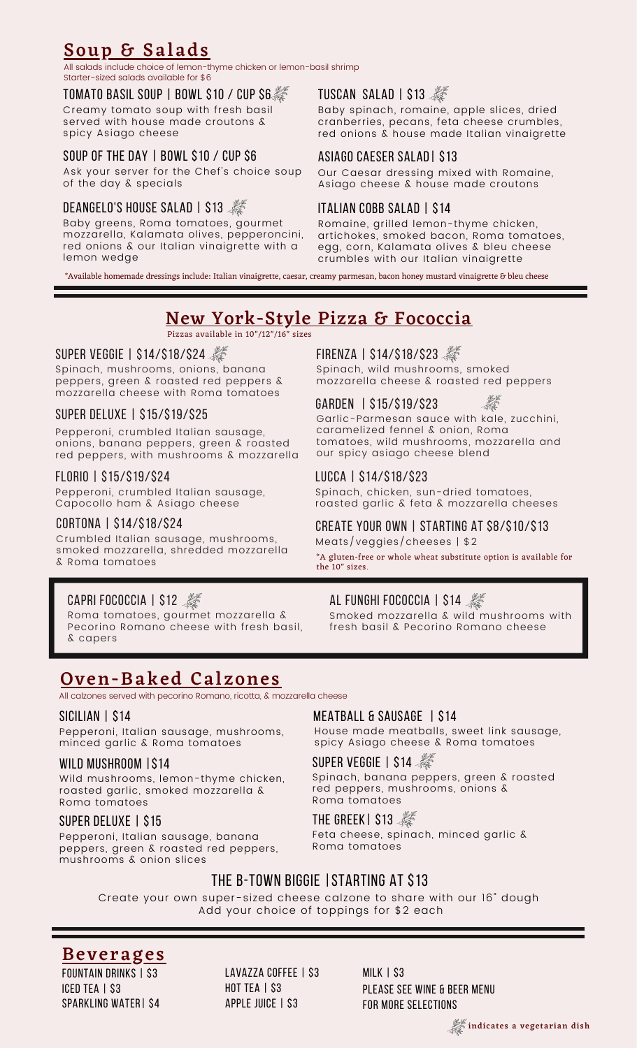## Soup & Salads

All salads include choice of lemon-thyme chicken or lemon-basil shrimp
Starter-sized salads available for $6

### TOMATO BASIL SOUP | BOWL $10 / CUP $6

Creamy tomato soup with fresh basil served with house made croutons & spicy Asiago cheese

### SOUP OF THE DAY | BOWL $10 / CUP $6

Ask your server for the Chef's choice soup of the day & specials

### DEANGELO'S HOUSE SALAD | $13

Baby greens, Roma tomatoes, gourmet mozzarella, Kalamata olives, pepperoncini, red onions & our Italian vinaigrette with a lemon wedge

### TUSCAN SALAD | $13

Baby spinach, romaine, apple slices, dried cranberries, pecans, feta cheese crumbles, red onions & house made Italian vinaigrette

### ASIAGO CAESER SALAD | $13

Our Caesar dressing mixed with Romaine, Asiago cheese & house made croutons

### ITALIAN COBB SALAD | $14

Romaine, grilled lemon-thyme chicken, artichokes, smoked bacon, Roma tomatoes, egg, corn, Kalamata olives & bleu cheese crumbles with our Italian vinaigrette

*Available homemade dressings include: Italian vinaigrette, caesar, creamy parmesan, bacon honey mustard vinaigrette & bleu cheese

## New York-Style Pizza & Fococcia

Pizzas available in 10"/12"/16" sizes

### SUPER VEGGIE | $14/$18/$24

Spinach, mushrooms, onions, banana peppers, green & roasted red peppers & mozzarella cheese with Roma tomatoes

### SUPER DELUXE | $15/$19/$25

Pepperoni, crumbled Italian sausage, onions, banana peppers, green & roasted red peppers, with mushrooms & mozzarella

### FLORIO | $15/$19/$24

Pepperoni, crumbled Italian sausage, Capocollo ham & Asiago cheese

### CORTONA | $14/$18/$24

Crumbled Italian sausage, mushrooms, smoked mozzarella, shredded mozzarella & Roma tomatoes

### FIRENZA | $14/$18/$23

Spinach, wild mushrooms, smoked mozzarella cheese & roasted red peppers

### GARDEN | $15/$19/$23

Garlic-Parmesan sauce with kale, zucchini, caramelized fennel & onion, Roma tomatoes, wild mushrooms, mozzarella and our spicy asiago cheese blend

### LUCCA | $14/$18/$23

Spinach, chicken, sun-dried tomatoes, roasted garlic & feta & mozzarella cheeses

### CREATE YOUR OWN | STARTING AT $8/$10/$13

Meats/veggies/cheeses | $2

*A gluten-free or whole wheat substitute option is available for the 10" sizes.

### CAPRI FOCOCCIA | $12

Roma tomatoes, gourmet mozzarella & Pecorino Romano cheese with fresh basil, & capers

### AL FUNGHI FOCOCCIA | $14

Smoked mozzarella & wild mushrooms with fresh basil & Pecorino Romano cheese

## Oven-Baked Calzones

All calzones served with pecorino Romano, ricotta, & mozzarella cheese

### SICILIAN | $14

Pepperoni, Italian sausage, mushrooms, minced garlic & Roma tomatoes

### WILD MUSHROOM | $14

Wild mushrooms, lemon-thyme chicken, roasted garlic, smoked mozzarella & Roma tomatoes

### SUPER DELUXE | $15

Pepperoni, Italian sausage, banana peppers, green & roasted red peppers, mushrooms & onion slices

### MEATBALL & SAUSAGE | $14

House made meatballs, sweet link sausage, spicy Asiago cheese & Roma tomatoes

### SUPER VEGGIE | $14

Spinach, banana peppers, green & roasted red peppers, mushrooms, onions & Roma tomatoes

### THE GREEK | $13

Feta cheese, spinach, minced garlic & Roma tomatoes

### THE B-TOWN BIGGIE | STARTING AT $13

Create your own super-sized cheese calzone to share with our 16" dough
Add your choice of toppings for $2 each

## Beverages

FOUNTAIN DRINKS | $3
ICED TEA | $3
SPARKLING WATER | $4
LAVAZZA COFFEE | $3
HOT TEA | $3
APPLE JUICE | $3
MILK | $3
PLEASE SEE WINE & BEER MENU FOR MORE SELECTIONS

indicates a vegetarian dish